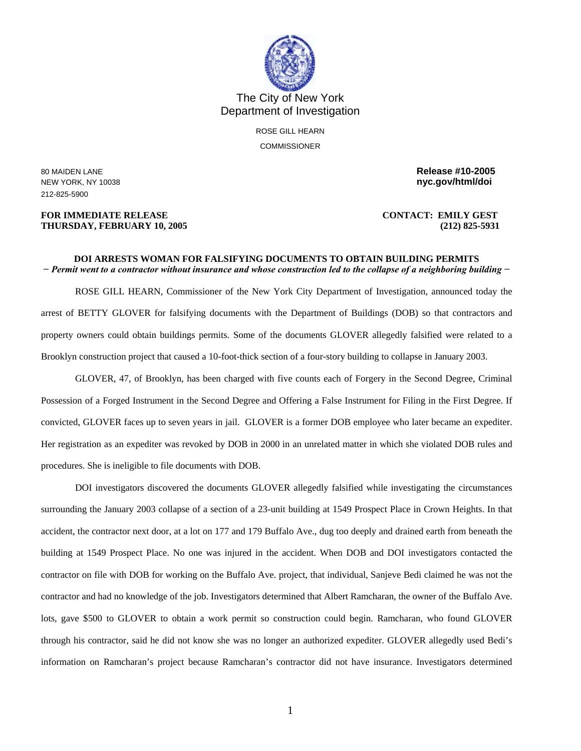The City of New York
Department of Investigation

ROSE GILL HEARN

COMMISSIONER

80 MAIDEN LANE
NEW YORK, NY 10038
212-825-5900

**Release #10-2005**
**nyc.gov/html/doi**

**FOR IMMEDIATE RELEASE**
**THURSDAY, FEBRUARY 10, 2005**

**CONTACT: EMILY GEST**
**(212) 825-5931**

**DOI ARRESTS WOMAN FOR FALSIFYING DOCUMENTS TO OBTAIN BUILDING PERMITS**
***− Permit went to a contractor without insurance and whose construction led to the collapse of a neighboring building −***

ROSE GILL HEARN, Commissioner of the New York City Department of Investigation, announced today the arrest of BETTY GLOVER for falsifying documents with the Department of Buildings (DOB) so that contractors and property owners could obtain buildings permits. Some of the documents GLOVER allegedly falsified were related to a Brooklyn construction project that caused a 10-foot-thick section of a four-story building to collapse in January 2003.

GLOVER, 47, of Brooklyn, has been charged with five counts each of Forgery in the Second Degree, Criminal Possession of a Forged Instrument in the Second Degree and Offering a False Instrument for Filing in the First Degree. If convicted, GLOVER faces up to seven years in jail. GLOVER is a former DOB employee who later became an expediter. Her registration as an expediter was revoked by DOB in 2000 in an unrelated matter in which she violated DOB rules and procedures. She is ineligible to file documents with DOB.

DOI investigators discovered the documents GLOVER allegedly falsified while investigating the circumstances surrounding the January 2003 collapse of a section of a 23-unit building at 1549 Prospect Place in Crown Heights. In that accident, the contractor next door, at a lot on 177 and 179 Buffalo Ave., dug too deeply and drained earth from beneath the building at 1549 Prospect Place. No one was injured in the accident. When DOB and DOI investigators contacted the contractor on file with DOB for working on the Buffalo Ave. project, that individual, Sanjeve Bedi claimed he was not the contractor and had no knowledge of the job. Investigators determined that Albert Ramcharan, the owner of the Buffalo Ave. lots, gave $500 to GLOVER to obtain a work permit so construction could begin. Ramcharan, who found GLOVER through his contractor, said he did not know she was no longer an authorized expediter. GLOVER allegedly used Bedi's information on Ramcharan's project because Ramcharan's contractor did not have insurance. Investigators determined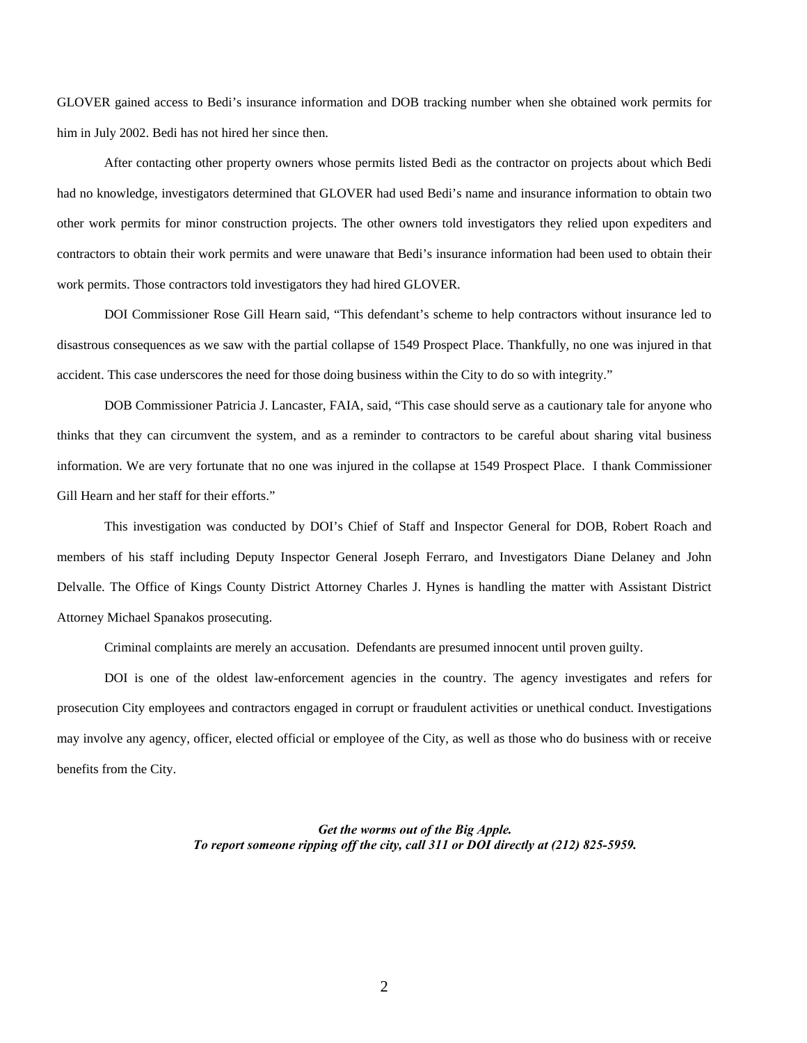GLOVER gained access to Bedi's insurance information and DOB tracking number when she obtained work permits for him in July 2002. Bedi has not hired her since then.

After contacting other property owners whose permits listed Bedi as the contractor on projects about which Bedi had no knowledge, investigators determined that GLOVER had used Bedi's name and insurance information to obtain two other work permits for minor construction projects. The other owners told investigators they relied upon expediters and contractors to obtain their work permits and were unaware that Bedi's insurance information had been used to obtain their work permits. Those contractors told investigators they had hired GLOVER.

DOI Commissioner Rose Gill Hearn said, "This defendant's scheme to help contractors without insurance led to disastrous consequences as we saw with the partial collapse of 1549 Prospect Place. Thankfully, no one was injured in that accident. This case underscores the need for those doing business within the City to do so with integrity."

DOB Commissioner Patricia J. Lancaster, FAIA, said, "This case should serve as a cautionary tale for anyone who thinks that they can circumvent the system, and as a reminder to contractors to be careful about sharing vital business information. We are very fortunate that no one was injured in the collapse at 1549 Prospect Place. I thank Commissioner Gill Hearn and her staff for their efforts."

This investigation was conducted by DOI's Chief of Staff and Inspector General for DOB, Robert Roach and members of his staff including Deputy Inspector General Joseph Ferraro, and Investigators Diane Delaney and John Delvalle. The Office of Kings County District Attorney Charles J. Hynes is handling the matter with Assistant District Attorney Michael Spanakos prosecuting.

Criminal complaints are merely an accusation. Defendants are presumed innocent until proven guilty.

DOI is one of the oldest law-enforcement agencies in the country. The agency investigates and refers for prosecution City employees and contractors engaged in corrupt or fraudulent activities or unethical conduct. Investigations may involve any agency, officer, elected official or employee of the City, as well as those who do business with or receive benefits from the City.

***Get the worms out of the Big Apple.***
***To report someone ripping off the city, call 311 or DOI directly at (212) 825-5959.***